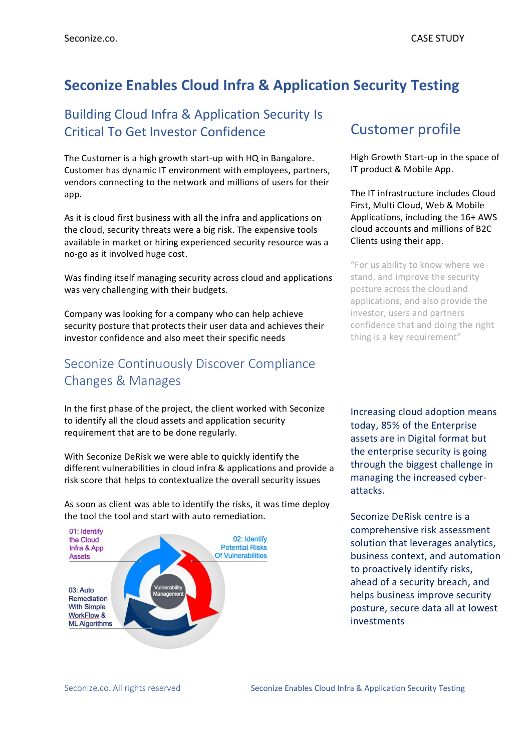# Seconize Enables Cloud Infra & Application Security Testing

## Building Cloud Infra & Application Security Is Critical To Get Investor Confidence

The Customer is a high growth start-up with HQ in Bangalore. Customer has dynamic IT environment with employees, partners, vendors connecting to the network and millions of users for their app.

As it is cloud first business with all the infra and applications on the cloud, security threats were a big risk. The expensive tools available in market or hiring experienced security resource was a no-go as it involved huge cost.

Was finding itself managing security across cloud and applications was very challenging with their budgets.

Company was looking for a company who can help achieve security posture that protects their user data and achieves their investor confidence and also meet their specific needs

## Customer profile

High Growth Start-up in the space of IT product & Mobile App.

The IT infrastructure includes Cloud First, Multi Cloud, Web & Mobile Applications, including the 16+ AWS cloud accounts and millions of B2C Clients using their app.

"For us ability to know where we stand, and improve the security posture across the cloud and applications, and also provide the investor, users and partners confidence that and doing the right thing is a key requirement"

## Seconize Continuously Discover Compliance Changes & Manages

In the first phase of the project, the client worked with Seconize to identify all the cloud assets and application security requirement that are to be done regularly.

With Seconize DeRisk we were able to quickly identify the different vulnerabilities in cloud infra & applications and provide a risk score that helps to contextualize the overall security issues

As soon as client was able to identify the risks, it was time deploy the tool the tool and start with auto remediation.

01: Identify the Cloud Infra & App Assets

02: Identify Potential Risks Of Vulnerabilities

03: Auto Remediation With Simple WorkFlow & ML Algorithms

Vulnerability Management

Increasing cloud adoption means today, 85% of the Enterprise assets are in Digital format but the enterprise security is going through the biggest challenge in managing the increased cyber-attacks.

Seconize DeRisk centre is a comprehensive risk assessment solution that leverages analytics, business context, and automation to proactively identify risks, ahead of a security breach, and helps business improve security posture, secure data all at lowest investments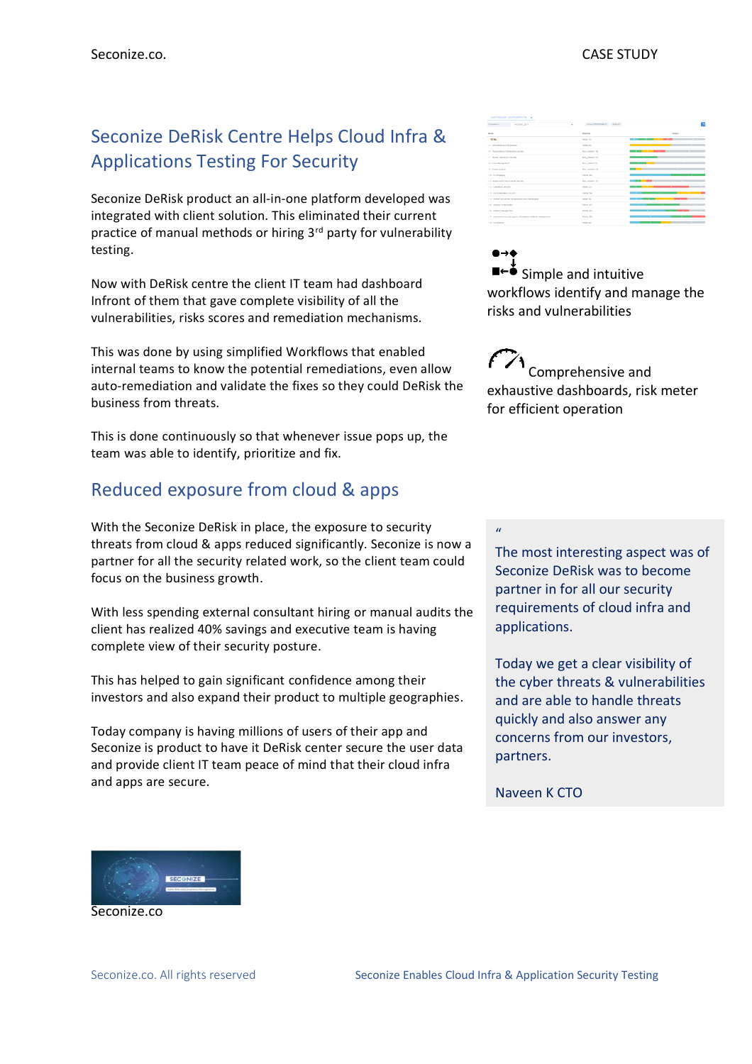# Seconize DeRisk Centre Helps Cloud Infra & Applications Testing For Security

Seconize DeRisk product an all-in-one platform developed was integrated with client solution. This eliminated their current practice of manual methods or hiring 3rd party for vulnerability testing.

Now with DeRisk centre the client IT team had dashboard Infront of them that gave complete visibility of all the vulnerabilities, risks scores and remediation mechanisms.

This was done by using simplified Workflows that enabled internal teams to know the potential remediations, even allow auto-remediation and validate the fixes so they could DeRisk the business from threats.

This is done continuously so that whenever issue pops up, the team was able to identify, prioritize and fix.

Simple and intuitive workflows identify and manage the risks and vulnerabilities

Comprehensive and exhaustive dashboards, risk meter for efficient operation

## Reduced exposure from cloud & apps

With the Seconize DeRisk in place, the exposure to security threats from cloud & apps reduced significantly. Seconize is now a partner for all the security related work, so the client team could focus on the business growth.

With less spending external consultant hiring or manual audits the client has realized 40% savings and executive team is having complete view of their security posture.

This has helped to gain significant confidence among their investors and also expand their product to multiple geographies.

Today company is having millions of users of their app and Seconize is product to have it DeRisk center secure the user data and provide client IT team peace of mind that their cloud infra and apps are secure.

"

The most interesting aspect was of Seconize DeRisk was to become partner in for all our security requirements of cloud infra and applications.

Today we get a clear visibility of the cyber threats & vulnerabilities and are able to handle threats quickly and also answer any concerns from our investors, partners.

Naveen K CTO

Seconize.co